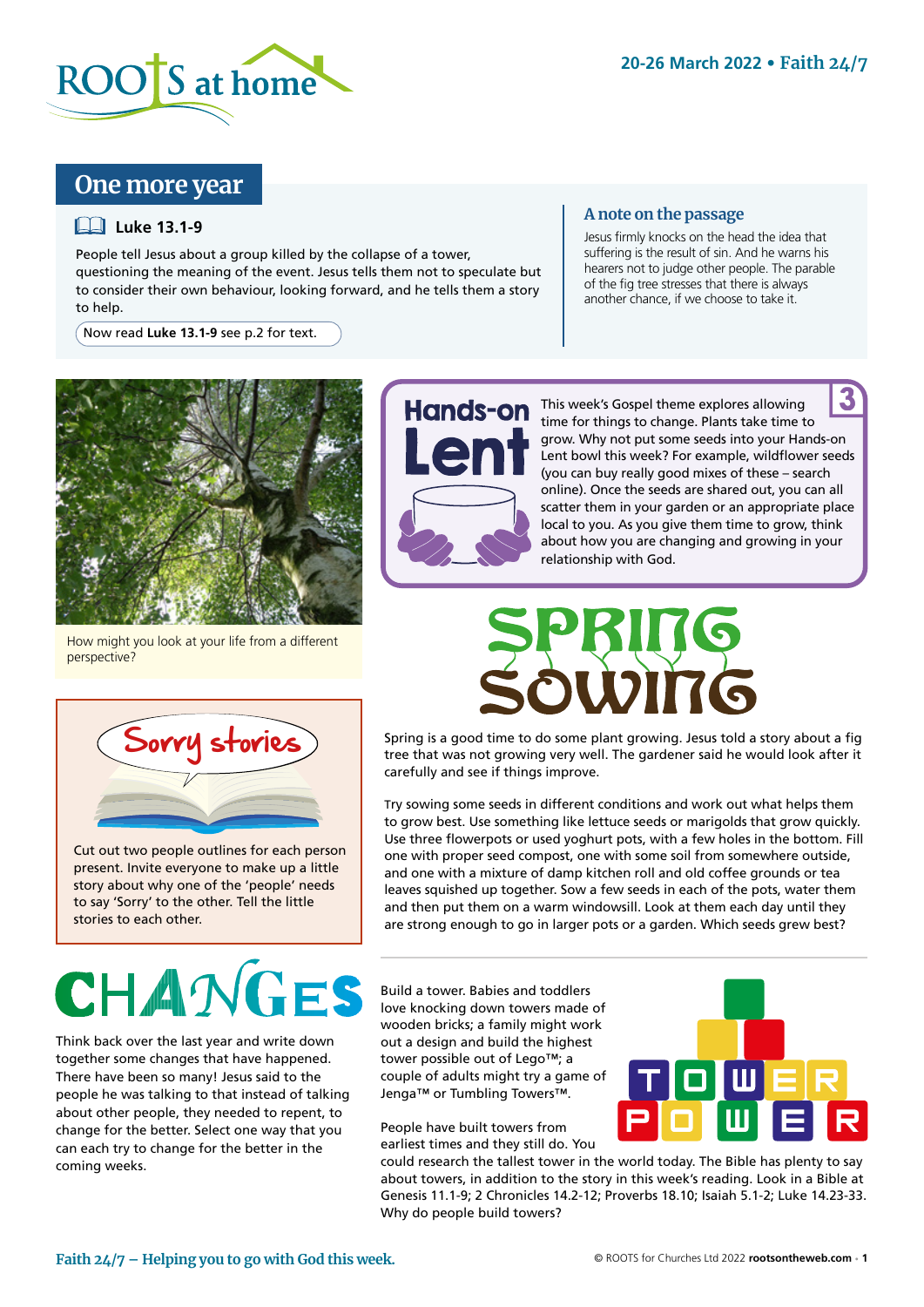# One more year

**Luke 13.1-9**

People tell Jesus about a group killed by the collapse of a tower, questioning the meaning of the event. Jesus tells them not to speculate but to consider their own behaviour, looking forward, and he tells them a story to help.

Now read **Luke 13.1-9** see p.2 for text.

### A note on the passage

Jesus firmly knocks on the head the idea that suffering is the result of sin. And he warns his hearers not to judge other people. The parable of the fig tree stresses that there is always another chance, if we choose to take it.

How might you look at your life from a different perspective?

## Hands-on Lent

**3**

This week's Gospel theme explores allowing time for things to change. Plants take time to grow. Why not put some seeds into your Hands-on Lent bowl this week? For example, wildflower seeds (you can buy really good mixes of these – search online). Once the seeds are shared out, you can all scatter them in your garden or an appropriate place local to you. As you give them time to grow, think about how you are changing and growing in your relationship with God.

## Spring sowing

Spring is a good time to do some plant growing. Jesus told a story about a fig tree that was not growing very well. The gardener said he would look after it carefully and see if things improve.

Try sowing some seeds in different conditions and work out what helps them to grow best. Use something like lettuce seeds or marigolds that grow quickly. Use three flowerpots or used yoghurt pots, with a few holes in the bottom. Fill one with proper seed compost, one with some soil from somewhere outside, and one with a mixture of damp kitchen roll and old coffee grounds or tea leaves squished up together. Sow a few seeds in each of the pots, water them and then put them on a warm windowsill. Look at them each day until they are strong enough to go in larger pots or a garden. Which seeds grew best?

## Sorry stories

Cut out two people outlines for each person present. Invite everyone to make up a little story about why one of the 'people' needs to say 'Sorry' to the other. Tell the little stories to each other.

## Changes

Think back over the last year and write down together some changes that have happened. There have been so many! Jesus said to the people he was talking to that instead of talking about other people, they needed to repent, to change for the better. Select one way that you can each try to change for the better in the coming weeks.

## Tower power

Build a tower. Babies and toddlers love knocking down towers made of wooden bricks; a family might work out a design and build the highest tower possible out of Lego™; a couple of adults might try a game of Jenga™ or Tumbling Towers™.

People have built towers from earliest times and they still do. You could research the tallest tower in the world today. The Bible has plenty to say about towers, in addition to the story in this week's reading. Look in a Bible at Genesis 11.1-9; 2 Chronicles 14.2-12; Proverbs 18.10; Isaiah 5.1-2; Luke 14.23-33. Why do people build towers?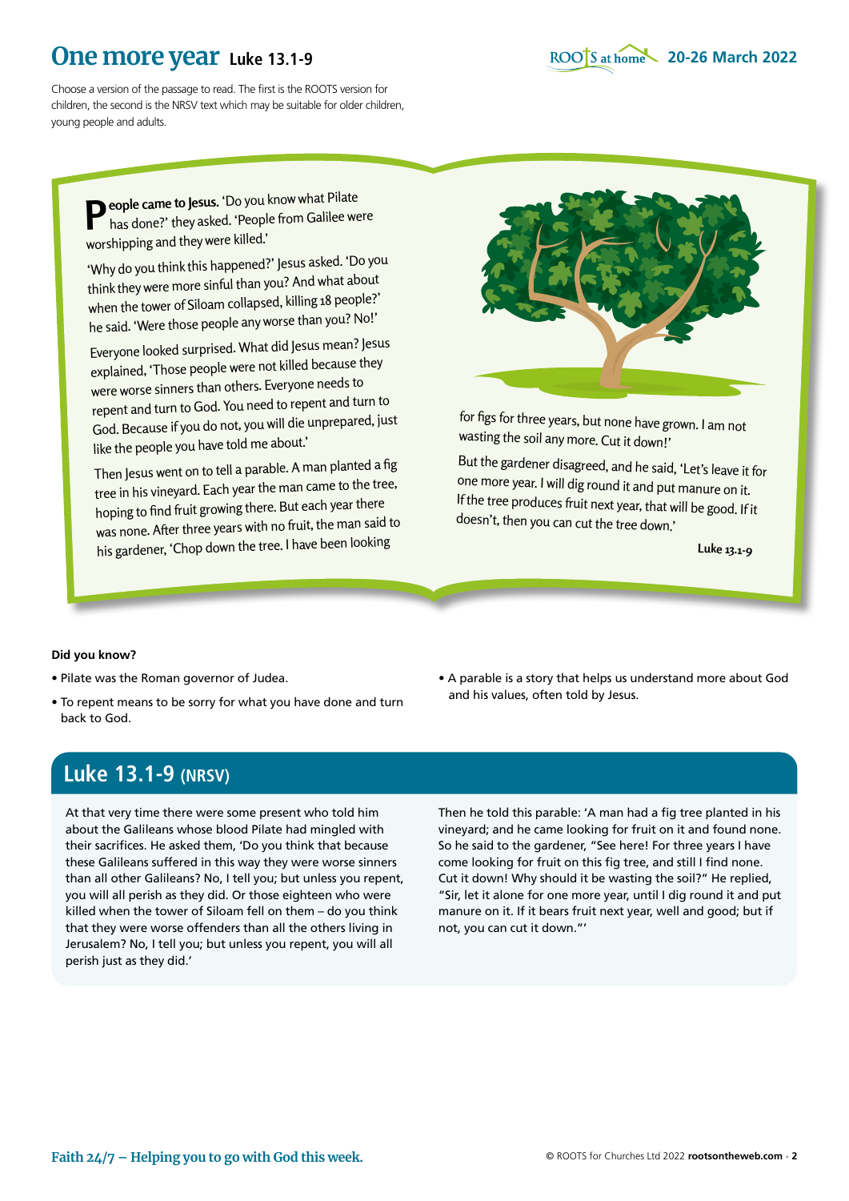# One more year Luke 13.1-9

20-26 March 2022

Choose a version of the passage to read. The first is the ROOTS version for children, the second is the NRSV text which may be suitable for older children, young people and adults.

**People came to Jesus.** 'Do you know what Pilate has done?' they asked. 'People from Galilee were worshipping and they were killed.'

'Why do you think this happened?' Jesus asked. 'Do you think they were more sinful than you? And what about when the tower of Siloam collapsed, killing 18 people?' he said. 'Were those people any worse than you? No!'

Everyone looked surprised. What did Jesus mean? Jesus explained, 'Those people were not killed because they were worse sinners than others. Everyone needs to repent and turn to God. You need to repent and turn to God. Because if you do not, you will die unprepared, just like the people you have told me about.'

Then Jesus went on to tell a parable. A man planted a fig tree in his vineyard. Each year the man came to the tree, hoping to find fruit growing there. But each year there was none. After three years with no fruit, the man said to his gardener, 'Chop down the tree. I have been looking for figs for three years, but none have grown. I am not wasting the soil any more. Cut it down!'

But the gardener disagreed, and he said, 'Let's leave it for one more year. I will dig round it and put manure on it. If the tree produces fruit next year, that will be good. If it doesn't, then you can cut the tree down.'

**Luke 13.1-9**

**Did you know?**

- Pilate was the Roman governor of Judea.
- To repent means to be sorry for what you have done and turn back to God.
- A parable is a story that helps us understand more about God and his values, often told by Jesus.

## Luke 13.1-9 (NRSV)

At that very time there were some present who told him about the Galileans whose blood Pilate had mingled with their sacrifices. He asked them, 'Do you think that because these Galileans suffered in this way they were worse sinners than all other Galileans? No, I tell you; but unless you repent, you will all perish as they did. Or those eighteen who were killed when the tower of Siloam fell on them – do you think that they were worse offenders than all the others living in Jerusalem? No, I tell you; but unless you repent, you will all perish just as they did.'

Then he told this parable: 'A man had a fig tree planted in his vineyard; and he came looking for fruit on it and found none. So he said to the gardener, "See here! For three years I have come looking for fruit on this fig tree, and still I find none. Cut it down! Why should it be wasting the soil?" He replied, "Sir, let it alone for one more year, until I dig round it and put manure on it. If it bears fruit next year, well and good; but if not, you can cut it down."'

Faith 24/7 – Helping you to go with God this week.

© ROOTS for Churches Ltd 2022 **rootsontheweb.com**